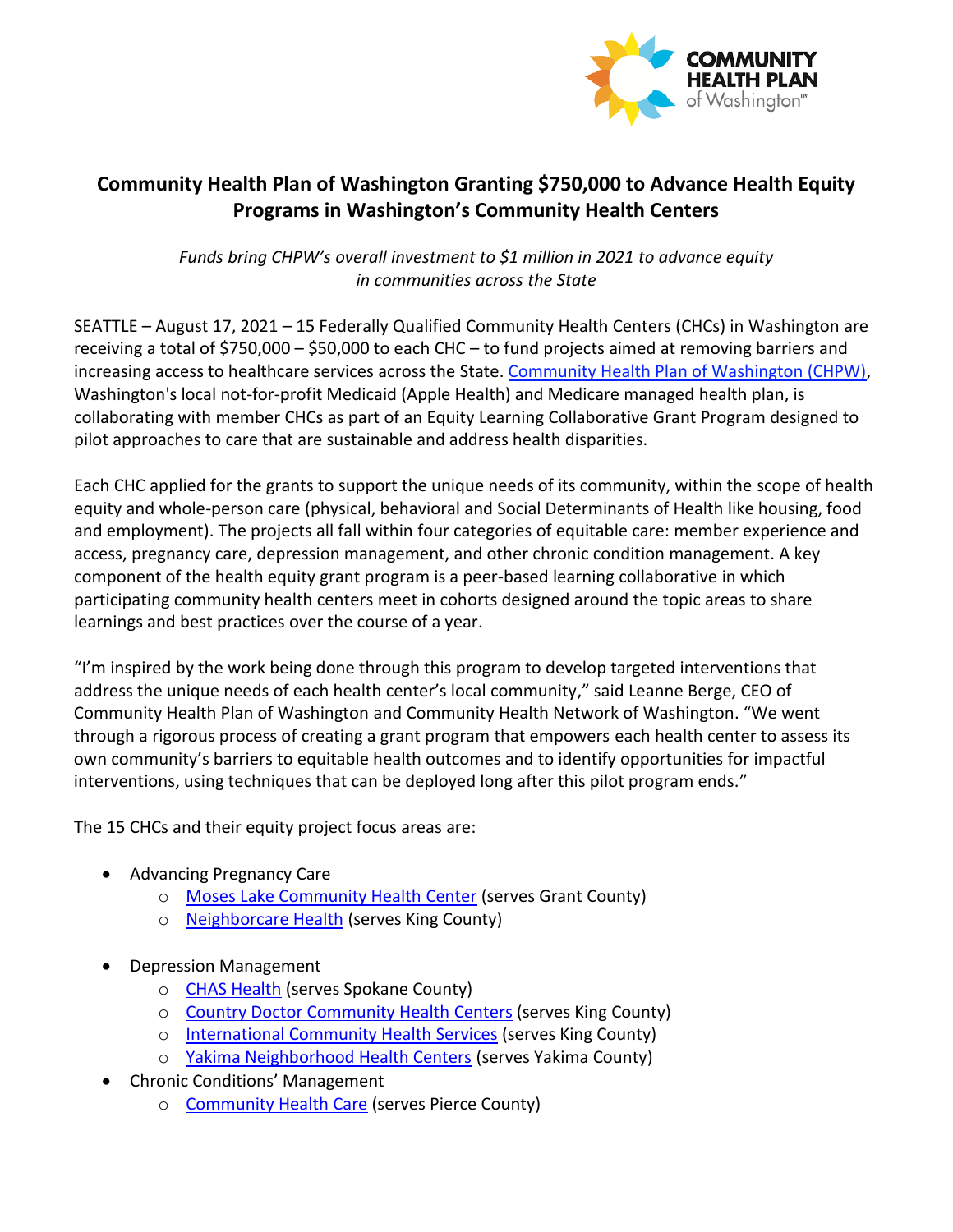# Community Health Plan of Washington Granting $750,000 to Advance Health Equity Programs in Washington's Community Health Centers

*Funds bring CHPW's overall investment to $1 million in 2021 to advance equity in communities across the State*

SEATTLE – August 17, 2021 – 15 Federally Qualified Community Health Centers (CHCs) in Washington are receiving a total of $750,000 – $50,000 to each CHC – to fund projects aimed at removing barriers and increasing access to healthcare services across the State. Community Health Plan of Washington (CHPW), Washington's local not-for-profit Medicaid (Apple Health) and Medicare managed health plan, is collaborating with member CHCs as part of an Equity Learning Collaborative Grant Program designed to pilot approaches to care that are sustainable and address health disparities.

Each CHC applied for the grants to support the unique needs of its community, within the scope of health equity and whole-person care (physical, behavioral and Social Determinants of Health like housing, food and employment). The projects all fall within four categories of equitable care: member experience and access, pregnancy care, depression management, and other chronic condition management. A key component of the health equity grant program is a peer-based learning collaborative in which participating community health centers meet in cohorts designed around the topic areas to share learnings and best practices over the course of a year.

"I'm inspired by the work being done through this program to develop targeted interventions that address the unique needs of each health center's local community," said Leanne Berge, CEO of Community Health Plan of Washington and Community Health Network of Washington. "We went through a rigorous process of creating a grant program that empowers each health center to assess its own community's barriers to equitable health outcomes and to identify opportunities for impactful interventions, using techniques that can be deployed long after this pilot program ends."

The 15 CHCs and their equity project focus areas are:

- Advancing Pregnancy Care
  - Moses Lake Community Health Center (serves Grant County)
  - Neighborcare Health (serves King County)
- Depression Management
  - CHAS Health (serves Spokane County)
  - Country Doctor Community Health Centers (serves King County)
  - International Community Health Services (serves King County)
  - Yakima Neighborhood Health Centers (serves Yakima County)
- Chronic Conditions' Management
  - Community Health Care (serves Pierce County)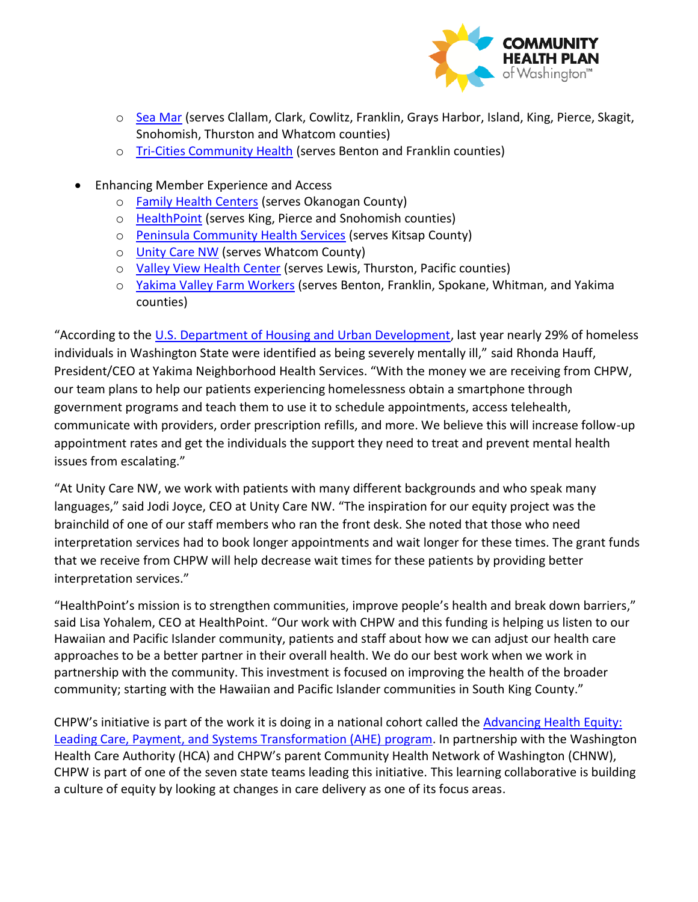- [Sea Mar] (serves Clallam, Clark, Cowlitz, Franklin, Grays Harbor, Island, King, Pierce, Skagit, Snohomish, Thurston and Whatcom counties)
  - [Tri-Cities Community Health] (serves Benton and Franklin counties)

- Enhancing Member Experience and Access
  - Family Health Centers (serves Okanogan County)
  - HealthPoint (serves King, Pierce and Snohomish counties)
  - Peninsula Community Health Services (serves Kitsap County)
  - Unity Care NW (serves Whatcom County)
  - Valley View Health Center (serves Lewis, Thurston, Pacific counties)
  - Yakima Valley Farm Workers (serves Benton, Franklin, Spokane, Whitman, and Yakima counties)

"According to the U.S. Department of Housing and Urban Development, last year nearly 29% of homeless individuals in Washington State were identified as being severely mentally ill," said Rhonda Hauff, President/CEO at Yakima Neighborhood Health Services. "With the money we are receiving from CHPW, our team plans to help our patients experiencing homelessness obtain a smartphone through government programs and teach them to use it to schedule appointments, access telehealth, communicate with providers, order prescription refills, and more. We believe this will increase follow-up appointment rates and get the individuals the support they need to treat and prevent mental health issues from escalating."

"At Unity Care NW, we work with patients with many different backgrounds and who speak many languages," said Jodi Joyce, CEO at Unity Care NW. "The inspiration for our equity project was the brainchild of one of our staff members who ran the front desk. She noted that those who need interpretation services had to book longer appointments and wait longer for these times. The grant funds that we receive from CHPW will help decrease wait times for these patients by providing better interpretation services."

"HealthPoint's mission is to strengthen communities, improve people's health and break down barriers," said Lisa Yohalem, CEO at HealthPoint. "Our work with CHPW and this funding is helping us listen to our Hawaiian and Pacific Islander community, patients and staff about how we can adjust our health care approaches to be a better partner in their overall health. We do our best work when we work in partnership with the community. This investment is focused on improving the health of the broader community; starting with the Hawaiian and Pacific Islander communities in South King County."

CHPW's initiative is part of the work it is doing in a national cohort called the Advancing Health Equity: Leading Care, Payment, and Systems Transformation (AHE) program. In partnership with the Washington Health Care Authority (HCA) and CHPW's parent Community Health Network of Washington (CHNW), CHPW is part of one of the seven state teams leading this initiative. This learning collaborative is building a culture of equity by looking at changes in care delivery as one of its focus areas.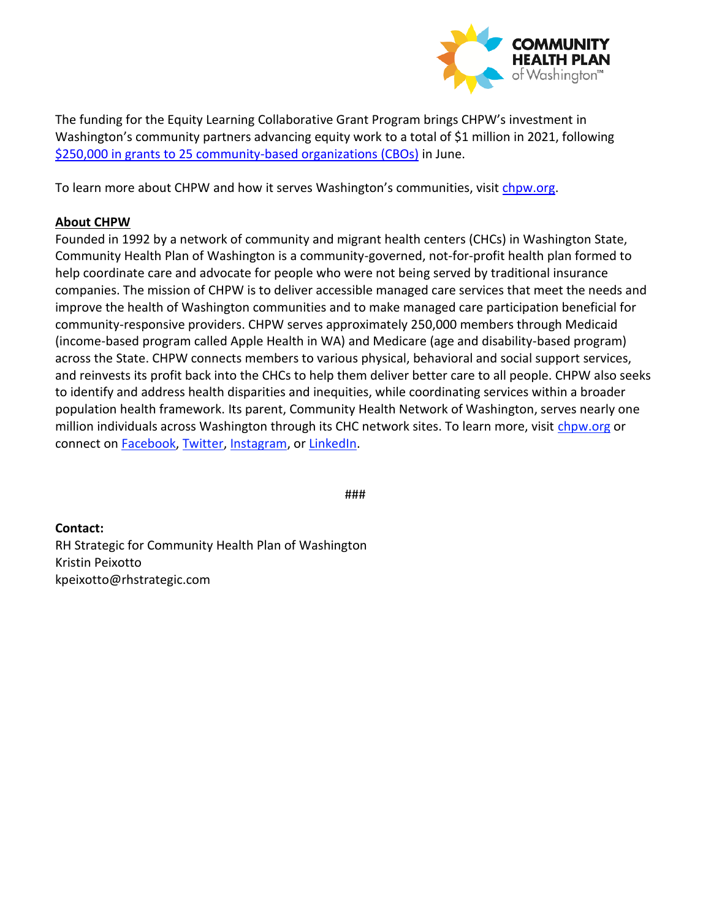The funding for the Equity Learning Collaborative Grant Program brings CHPW's investment in Washington's community partners advancing equity work to a total of $1 million in 2021, following $250,000 in grants to 25 community-based organizations (CBOs) in June.

To learn more about CHPW and how it serves Washington's communities, visit chpw.org.

**About CHPW**

Founded in 1992 by a network of community and migrant health centers (CHCs) in Washington State, Community Health Plan of Washington is a community-governed, not-for-profit health plan formed to help coordinate care and advocate for people who were not being served by traditional insurance companies. The mission of CHPW is to deliver accessible managed care services that meet the needs and improve the health of Washington communities and to make managed care participation beneficial for community-responsive providers. CHPW serves approximately 250,000 members through Medicaid (income-based program called Apple Health in WA) and Medicare (age and disability-based program) across the State. CHPW connects members to various physical, behavioral and social support services, and reinvests its profit back into the CHCs to help them deliver better care to all people. CHPW also seeks to identify and address health disparities and inequities, while coordinating services within a broader population health framework. Its parent, Community Health Network of Washington, serves nearly one million individuals across Washington through its CHC network sites. To learn more, visit chpw.org or connect on Facebook, Twitter, Instagram, or LinkedIn.

###

**Contact:**
RH Strategic for Community Health Plan of Washington
Kristin Peixotto
kpeixotto@rhstrategic.com